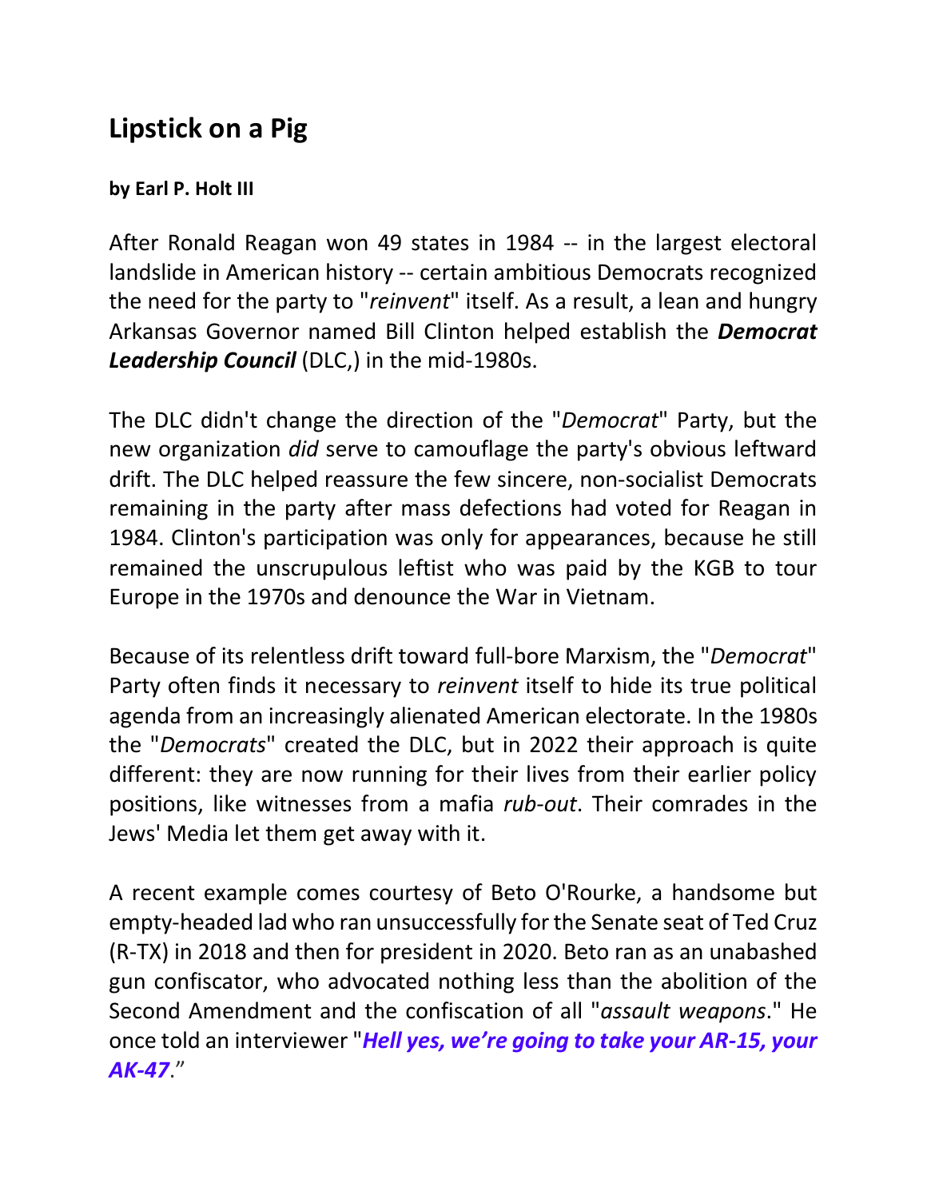## Lipstick on a Pig

**by Earl P. Holt III**

After Ronald Reagan won 49 states in 1984 -- in the largest electoral landslide in American history -- certain ambitious Democrats recognized the need for the party to "*reinvent*" itself. As a result, a lean and hungry Arkansas Governor named Bill Clinton helped establish the ***Democrat Leadership Council*** (DLC,) in the mid-1980s.

The DLC didn't change the direction of the "*Democrat*" Party, but the new organization *did* serve to camouflage the party's obvious leftward drift. The DLC helped reassure the few sincere, non-socialist Democrats remaining in the party after mass defections had voted for Reagan in 1984. Clinton's participation was only for appearances, because he still remained the unscrupulous leftist who was paid by the KGB to tour Europe in the 1970s and denounce the War in Vietnam.

Because of its relentless drift toward full-bore Marxism, the "*Democrat*" Party often finds it necessary to *reinvent* itself to hide its true political agenda from an increasingly alienated American electorate. In the 1980s the "*Democrats*" created the DLC, but in 2022 their approach is quite different: they are now running for their lives from their earlier policy positions, like witnesses from a mafia *rub-out*. Their comrades in the Jews' Media let them get away with it.

A recent example comes courtesy of Beto O'Rourke, a handsome but empty-headed lad who ran unsuccessfully for the Senate seat of Ted Cruz (R-TX) in 2018 and then for president in 2020. Beto ran as an unabashed gun confiscator, who advocated nothing less than the abolition of the Second Amendment and the confiscation of all "*assault weapons*." He once told an interviewer "***Hell yes, we're going to take your AR-15, your AK-47***."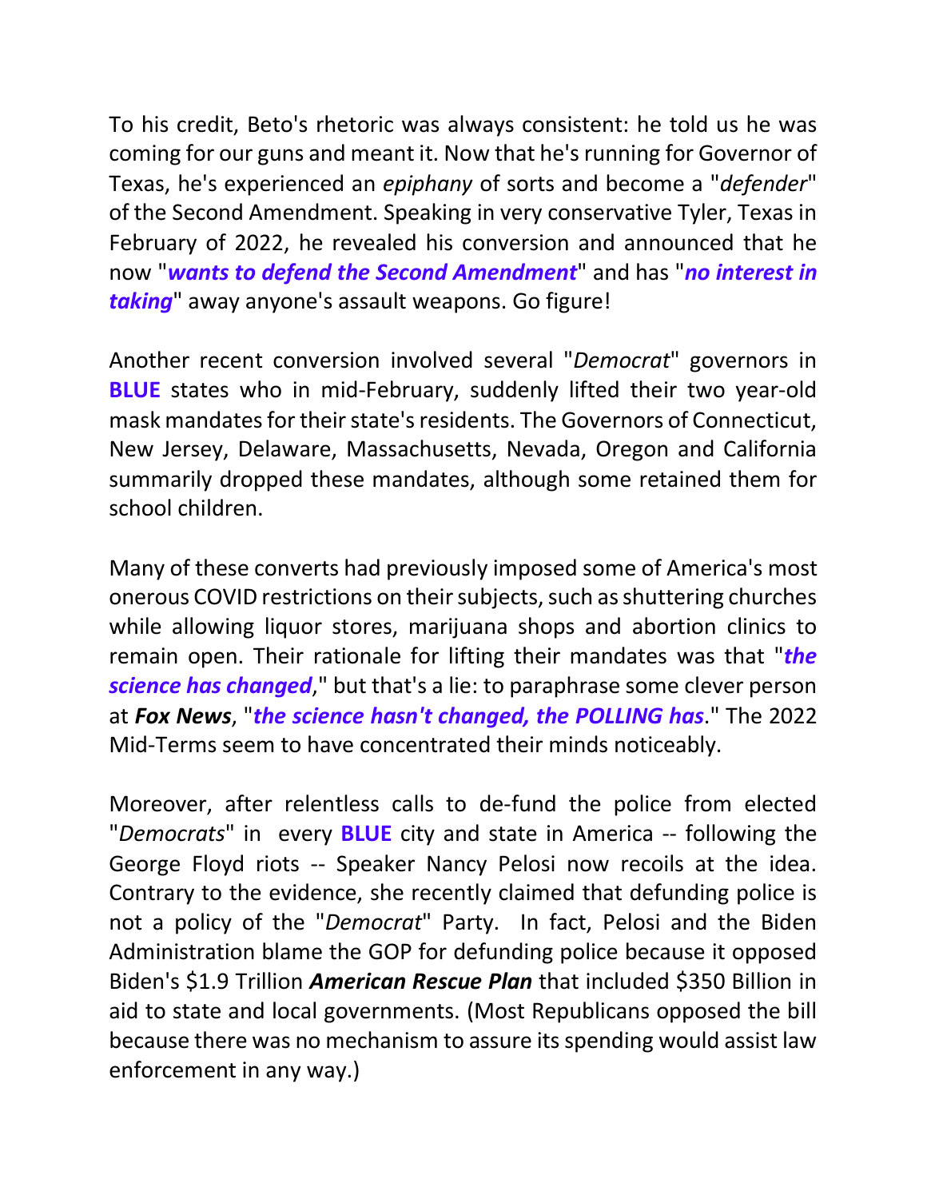To his credit, Beto's rhetoric was always consistent: he told us he was coming for our guns and meant it. Now that he's running for Governor of Texas, he's experienced an *epiphany* of sorts and become a "*defender*" of the Second Amendment. Speaking in very conservative Tyler, Texas in February of 2022, he revealed his conversion and announced that he now "***wants to defend the Second Amendment***" and has "***no interest in taking***" away anyone's assault weapons. Go figure!

Another recent conversion involved several "*Democrat*" governors in **BLUE** states who in mid-February, suddenly lifted their two year-old mask mandates for their state's residents. The Governors of Connecticut, New Jersey, Delaware, Massachusetts, Nevada, Oregon and California summarily dropped these mandates, although some retained them for school children.

Many of these converts had previously imposed some of America's most onerous COVID restrictions on their subjects, such as shuttering churches while allowing liquor stores, marijuana shops and abortion clinics to remain open. Their rationale for lifting their mandates was that "***the science has changed***," but that's a lie: to paraphrase some clever person at ***Fox News***, "***the science hasn't changed, the POLLING has***." The 2022 Mid-Terms seem to have concentrated their minds noticeably.

Moreover, after relentless calls to de-fund the police from elected "*Democrats*" in every **BLUE** city and state in America -- following the George Floyd riots -- Speaker Nancy Pelosi now recoils at the idea. Contrary to the evidence, she recently claimed that defunding police is not a policy of the "*Democrat*" Party. In fact, Pelosi and the Biden Administration blame the GOP for defunding police because it opposed Biden's $1.9 Trillion ***American Rescue Plan*** that included $350 Billion in aid to state and local governments. (Most Republicans opposed the bill because there was no mechanism to assure its spending would assist law enforcement in any way.)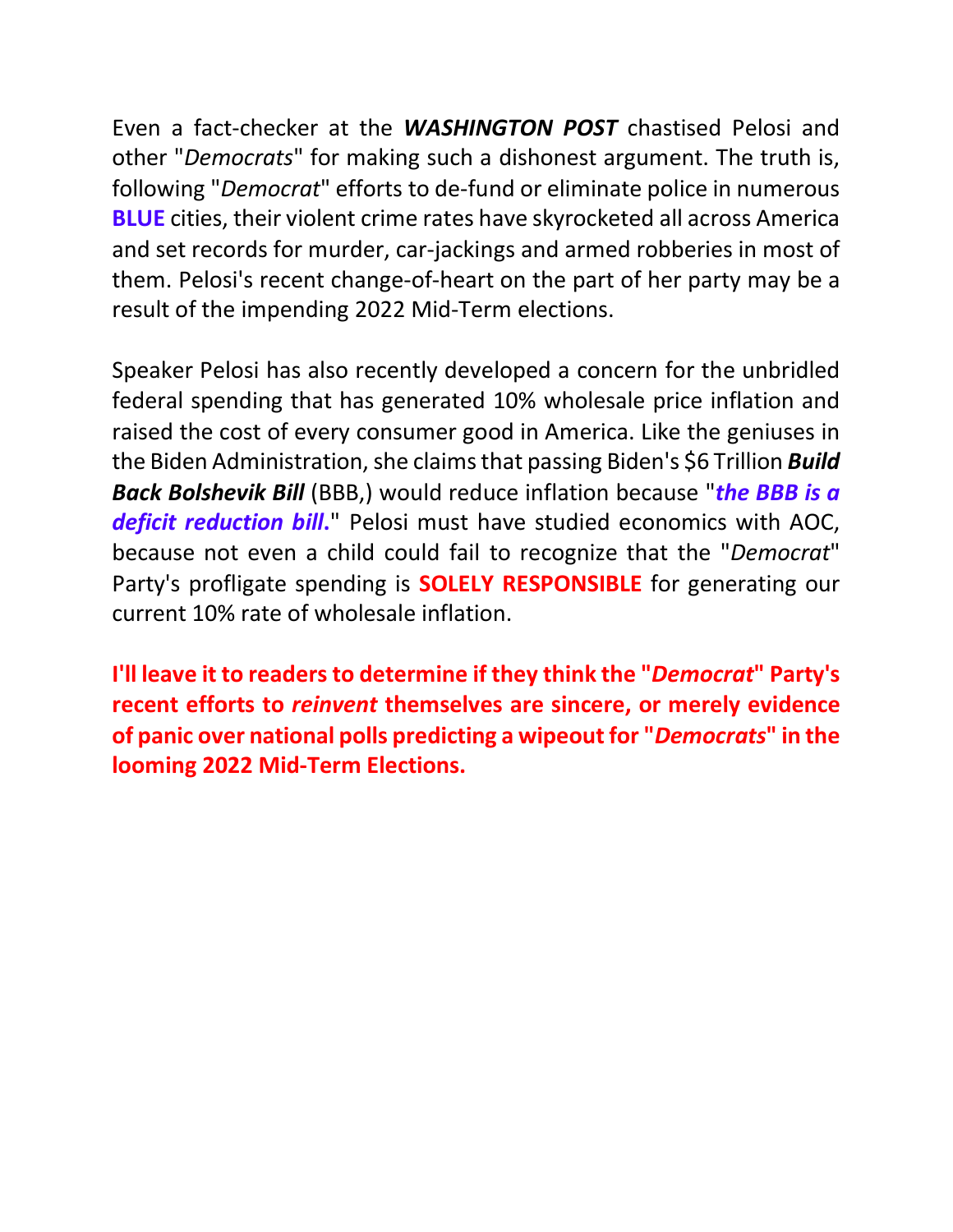Even a fact-checker at the ***WASHINGTON POST*** chastised Pelosi and other "*Democrats*" for making such a dishonest argument. The truth is, following "*Democrat*" efforts to de-fund or eliminate police in numerous **BLUE** cities, their violent crime rates have skyrocketed all across America and set records for murder, car-jackings and armed robberies in most of them. Pelosi's recent change-of-heart on the part of her party may be a result of the impending 2022 Mid-Term elections.

Speaker Pelosi has also recently developed a concern for the unbridled federal spending that has generated 10% wholesale price inflation and raised the cost of every consumer good in America. Like the geniuses in the Biden Administration, she claims that passing Biden's $6 Trillion ***Build Back Bolshevik Bill*** (BBB,) would reduce inflation because "***the BBB is a deficit reduction bill***." Pelosi must have studied economics with AOC, because not even a child could fail to recognize that the "*Democrat*" Party's profligate spending is **SOLELY RESPONSIBLE** for generating our current 10% rate of wholesale inflation.

**I'll leave it to readers to determine if they think the "*Democrat*" Party's recent efforts to *reinvent* themselves are sincere, or merely evidence of panic over national polls predicting a wipeout for "*Democrats*" in the looming 2022 Mid-Term Elections.**